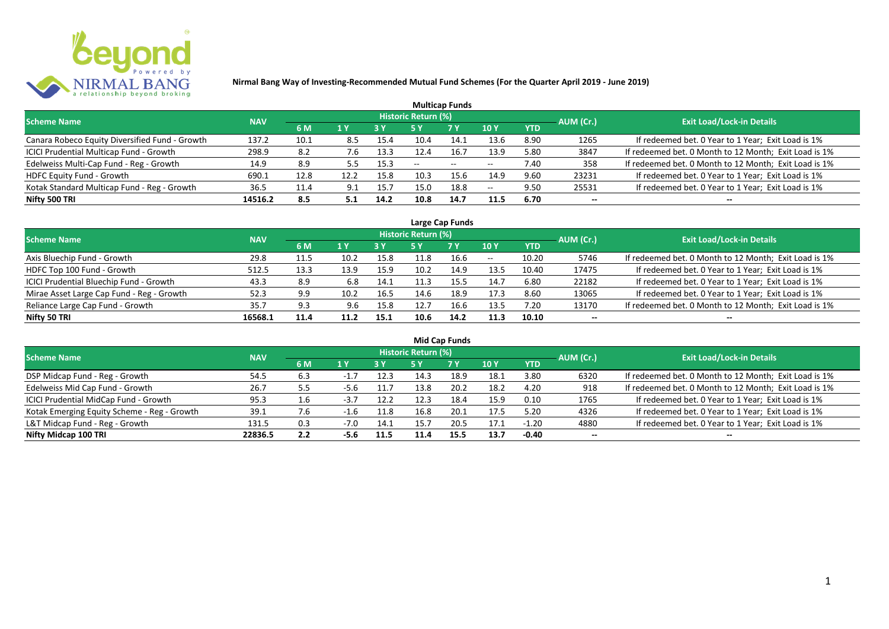# Nirmal Bang Way of Investing-Recommended Mutual Fund Schemes (For the Quarter April 2019 - June 2019)

## Multicap Funds

| Scheme Name | NAV | Historic Return (%) | | | | | | | AUM (Cr.) | Exit Load/Lock-in Details |
|---|---|---|---|---|---|---|---|---|---|---|
| | | 6 M | 1 Y | 3 Y | 5 Y | 7 Y | 10 Y | YTD | | |
| Canara Robeco Equity Diversified Fund - Growth | 137.2 | 10.1 | 8.5 | 15.4 | 10.4 | 14.1 | 13.6 | 8.90 | 1265 | If redeemed bet. 0 Year to 1 Year; Exit Load is 1% |
| ICICI Prudential Multicap Fund - Growth | 298.9 | 8.2 | 7.6 | 13.3 | 12.4 | 16.7 | 13.9 | 5.80 | 3847 | If redeemed bet. 0 Month to 12 Month; Exit Load is 1% |
| Edelweiss Multi-Cap Fund - Reg - Growth | 14.9 | 8.9 | 5.5 | 15.3 | -- | -- | -- | 7.40 | 358 | If redeemed bet. 0 Month to 12 Month; Exit Load is 1% |
| HDFC Equity Fund - Growth | 690.1 | 12.8 | 12.2 | 15.8 | 10.3 | 15.6 | 14.9 | 9.60 | 23231 | If redeemed bet. 0 Year to 1 Year; Exit Load is 1% |
| Kotak Standard Multicap Fund - Reg - Growth | 36.5 | 11.4 | 9.1 | 15.7 | 15.0 | 18.8 | -- | 9.50 | 25531 | If redeemed bet. 0 Year to 1 Year; Exit Load is 1% |
| **Nifty 500 TRI** | **14516.2** | **8.5** | **5.1** | **14.2** | **10.8** | **14.7** | **11.5** | **6.70** | **--** | **--** |

## Large Cap Funds

| Scheme Name | NAV | Historic Return (%) | | | | | | | AUM (Cr.) | Exit Load/Lock-in Details |
|---|---|---|---|---|---|---|---|---|---|---|
| | | 6 M | 1 Y | 3 Y | 5 Y | 7 Y | 10 Y | YTD | | |
| Axis Bluechip Fund - Growth | 29.8 | 11.5 | 10.2 | 15.8 | 11.8 | 16.6 | -- | 10.20 | 5746 | If redeemed bet. 0 Month to 12 Month; Exit Load is 1% |
| HDFC Top 100 Fund - Growth | 512.5 | 13.3 | 13.9 | 15.9 | 10.2 | 14.9 | 13.5 | 10.40 | 17475 | If redeemed bet. 0 Year to 1 Year; Exit Load is 1% |
| ICICI Prudential Bluechip Fund - Growth | 43.3 | 8.9 | 6.8 | 14.1 | 11.3 | 15.5 | 14.7 | 6.80 | 22182 | If redeemed bet. 0 Year to 1 Year; Exit Load is 1% |
| Mirae Asset Large Cap Fund - Reg - Growth | 52.3 | 9.9 | 10.2 | 16.5 | 14.6 | 18.9 | 17.3 | 8.60 | 13065 | If redeemed bet. 0 Year to 1 Year; Exit Load is 1% |
| Reliance Large Cap Fund - Growth | 35.7 | 9.3 | 9.6 | 15.8 | 12.7 | 16.6 | 13.5 | 7.20 | 13170 | If redeemed bet. 0 Month to 12 Month; Exit Load is 1% |
| **Nifty 50 TRI** | **16568.1** | **11.4** | **11.2** | **15.1** | **10.6** | **14.2** | **11.3** | **10.10** | **--** | **--** |

## Mid Cap Funds

| Scheme Name | NAV | Historic Return (%) | | | | | | | AUM (Cr.) | Exit Load/Lock-in Details |
|---|---|---|---|---|---|---|---|---|---|---|
| | | 6 M | 1 Y | 3 Y | 5 Y | 7 Y | 10 Y | YTD | | |
| DSP Midcap Fund - Reg - Growth | 54.5 | 6.3 | -1.7 | 12.3 | 14.3 | 18.9 | 18.1 | 3.80 | 6320 | If redeemed bet. 0 Month to 12 Month; Exit Load is 1% |
| Edelweiss Mid Cap Fund - Growth | 26.7 | 5.5 | -5.6 | 11.7 | 13.8 | 20.2 | 18.2 | 4.20 | 918 | If redeemed bet. 0 Month to 12 Month; Exit Load is 1% |
| ICICI Prudential MidCap Fund - Growth | 95.3 | 1.6 | -3.7 | 12.2 | 12.3 | 18.4 | 15.9 | 0.10 | 1765 | If redeemed bet. 0 Year to 1 Year; Exit Load is 1% |
| Kotak Emerging Equity Scheme - Reg - Growth | 39.1 | 7.6 | -1.6 | 11.8 | 16.8 | 20.1 | 17.5 | 5.20 | 4326 | If redeemed bet. 0 Year to 1 Year; Exit Load is 1% |
| L&T Midcap Fund - Reg - Growth | 131.5 | 0.3 | -7.0 | 14.1 | 15.7 | 20.5 | 17.1 | -1.20 | 4880 | If redeemed bet. 0 Year to 1 Year; Exit Load is 1% |
| **Nifty Midcap 100 TRI** | **22836.5** | **2.2** | **-5.6** | **11.5** | **11.4** | **15.5** | **13.7** | **-0.40** | **--** | **--** |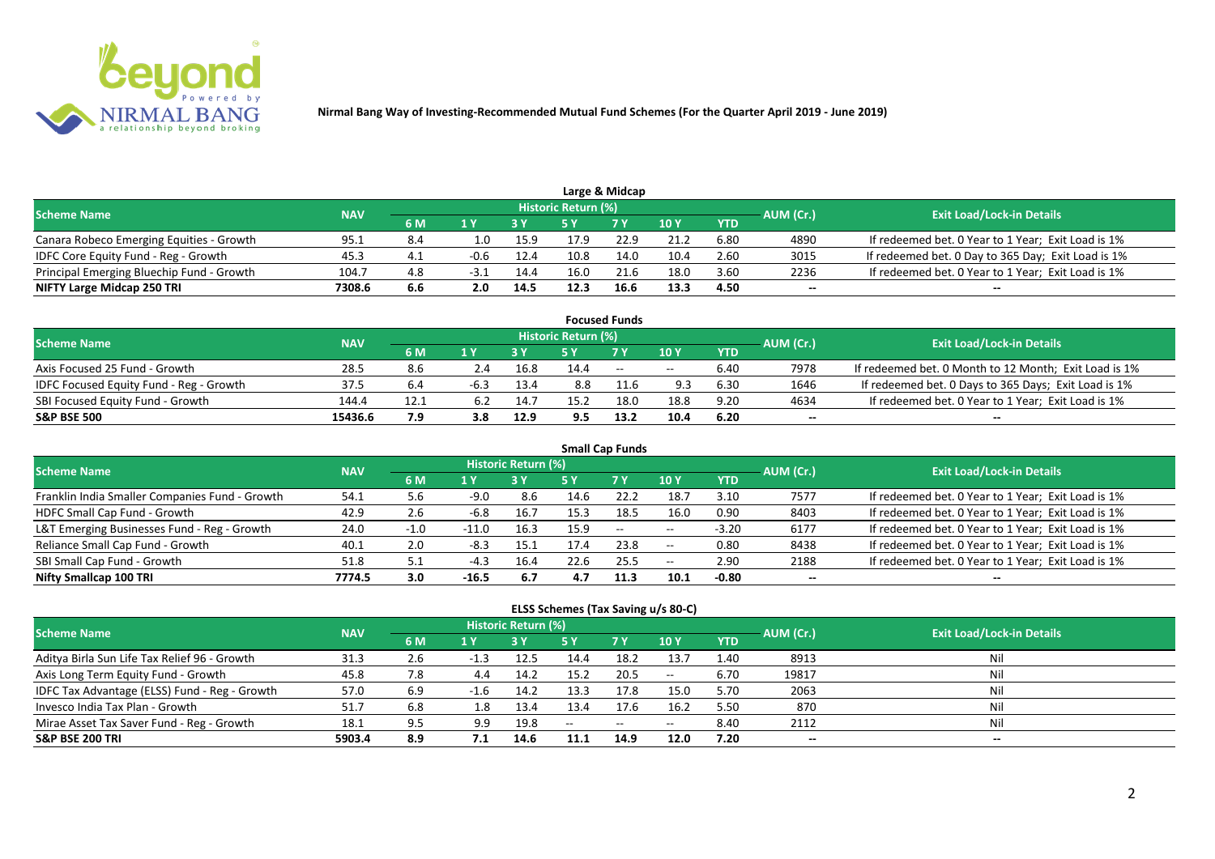**Nirmal Bang Way of Investing-Recommended Mutual Fund Schemes (For the Quarter April 2019 - June 2019)**

## Large & Midcap

| Scheme Name | NAV | Historic Return (%) | | | | | | | AUM (Cr.) | Exit Load/Lock-in Details |
|---|---|---|---|---|---|---|---|---|---|---|
| | | 6 M | 1 Y | 3 Y | 5 Y | 7 Y | 10 Y | YTD | | |
| Canara Robeco Emerging Equities - Growth | 95.1 | 8.4 | 1.0 | 15.9 | 17.9 | 22.9 | 21.2 | 6.80 | 4890 | If redeemed bet. 0 Year to 1 Year; Exit Load is 1% |
| IDFC Core Equity Fund - Reg - Growth | 45.3 | 4.1 | -0.6 | 12.4 | 10.8 | 14.0 | 10.4 | 2.60 | 3015 | If redeemed bet. 0 Day to 365 Day; Exit Load is 1% |
| Principal Emerging Bluechip Fund - Growth | 104.7 | 4.8 | -3.1 | 14.4 | 16.0 | 21.6 | 18.0 | 3.60 | 2236 | If redeemed bet. 0 Year to 1 Year; Exit Load is 1% |
| **NIFTY Large Midcap 250 TRI** | **7308.6** | **6.6** | **2.0** | **14.5** | **12.3** | **16.6** | **13.3** | **4.50** | **--** | **--** |

## Focused Funds

| Scheme Name | NAV | Historic Return (%) | | | | | | | AUM (Cr.) | Exit Load/Lock-in Details |
|---|---|---|---|---|---|---|---|---|---|---|
| | | 6 M | 1 Y | 3 Y | 5 Y | 7 Y | 10 Y | YTD | | |
| Axis Focused 25 Fund - Growth | 28.5 | 8.6 | 2.4 | 16.8 | 14.4 | -- | -- | 6.40 | 7978 | If redeemed bet. 0 Month to 12 Month; Exit Load is 1% |
| IDFC Focused Equity Fund - Reg - Growth | 37.5 | 6.4 | -6.3 | 13.4 | 8.8 | 11.6 | 9.3 | 6.30 | 1646 | If redeemed bet. 0 Days to 365 Days; Exit Load is 1% |
| SBI Focused Equity Fund - Growth | 144.4 | 12.1 | 6.2 | 14.7 | 15.2 | 18.0 | 18.8 | 9.20 | 4634 | If redeemed bet. 0 Year to 1 Year; Exit Load is 1% |
| **S&P BSE 500** | **15436.6** | **7.9** | **3.8** | **12.9** | **9.5** | **13.2** | **10.4** | **6.20** | **--** | **--** |

## Small Cap Funds

| Scheme Name | NAV | Historic Return (%) | | | | | | | AUM (Cr.) | Exit Load/Lock-in Details |
|---|---|---|---|---|---|---|---|---|---|---|
| | | 6 M | 1 Y | 3 Y | 5 Y | 7 Y | 10 Y | YTD | | |
| Franklin India Smaller Companies Fund - Growth | 54.1 | 5.6 | -9.0 | 8.6 | 14.6 | 22.2 | 18.7 | 3.10 | 7577 | If redeemed bet. 0 Year to 1 Year; Exit Load is 1% |
| HDFC Small Cap Fund - Growth | 42.9 | 2.6 | -6.8 | 16.7 | 15.3 | 18.5 | 16.0 | 0.90 | 8403 | If redeemed bet. 0 Year to 1 Year; Exit Load is 1% |
| L&T Emerging Businesses Fund - Reg - Growth | 24.0 | -1.0 | -11.0 | 16.3 | 15.9 | -- | -- | -3.20 | 6177 | If redeemed bet. 0 Year to 1 Year; Exit Load is 1% |
| Reliance Small Cap Fund - Growth | 40.1 | 2.0 | -8.3 | 15.1 | 17.4 | 23.8 | -- | 0.80 | 8438 | If redeemed bet. 0 Year to 1 Year; Exit Load is 1% |
| SBI Small Cap Fund - Growth | 51.8 | 5.1 | -4.3 | 16.4 | 22.6 | 25.5 | -- | 2.90 | 2188 | If redeemed bet. 0 Year to 1 Year; Exit Load is 1% |
| **Nifty Smallcap 100 TRI** | **7774.5** | **3.0** | **-16.5** | **6.7** | **4.7** | **11.3** | **10.1** | **-0.80** | **--** | **--** |

## ELSS Schemes (Tax Saving u/s 80-C)

| Scheme Name | NAV | Historic Return (%) | | | | | | | AUM (Cr.) | Exit Load/Lock-in Details |
|---|---|---|---|---|---|---|---|---|---|---|
| | | 6 M | 1 Y | 3 Y | 5 Y | 7 Y | 10 Y | YTD | | |
| Aditya Birla Sun Life Tax Relief 96 - Growth | 31.3 | 2.6 | -1.3 | 12.5 | 14.4 | 18.2 | 13.7 | 1.40 | 8913 | Nil |
| Axis Long Term Equity Fund - Growth | 45.8 | 7.8 | 4.4 | 14.2 | 15.2 | 20.5 | -- | 6.70 | 19817 | Nil |
| IDFC Tax Advantage (ELSS) Fund - Reg - Growth | 57.0 | 6.9 | -1.6 | 14.2 | 13.3 | 17.8 | 15.0 | 5.70 | 2063 | Nil |
| Invesco India Tax Plan - Growth | 51.7 | 6.8 | 1.8 | 13.4 | 13.4 | 17.6 | 16.2 | 5.50 | 870 | Nil |
| Mirae Asset Tax Saver Fund - Reg - Growth | 18.1 | 9.5 | 9.9 | 19.8 | -- | -- | -- | 8.40 | 2112 | Nil |
| **S&P BSE 200 TRI** | **5903.4** | **8.9** | **7.1** | **14.6** | **11.1** | **14.9** | **12.0** | **7.20** | **--** | **--** |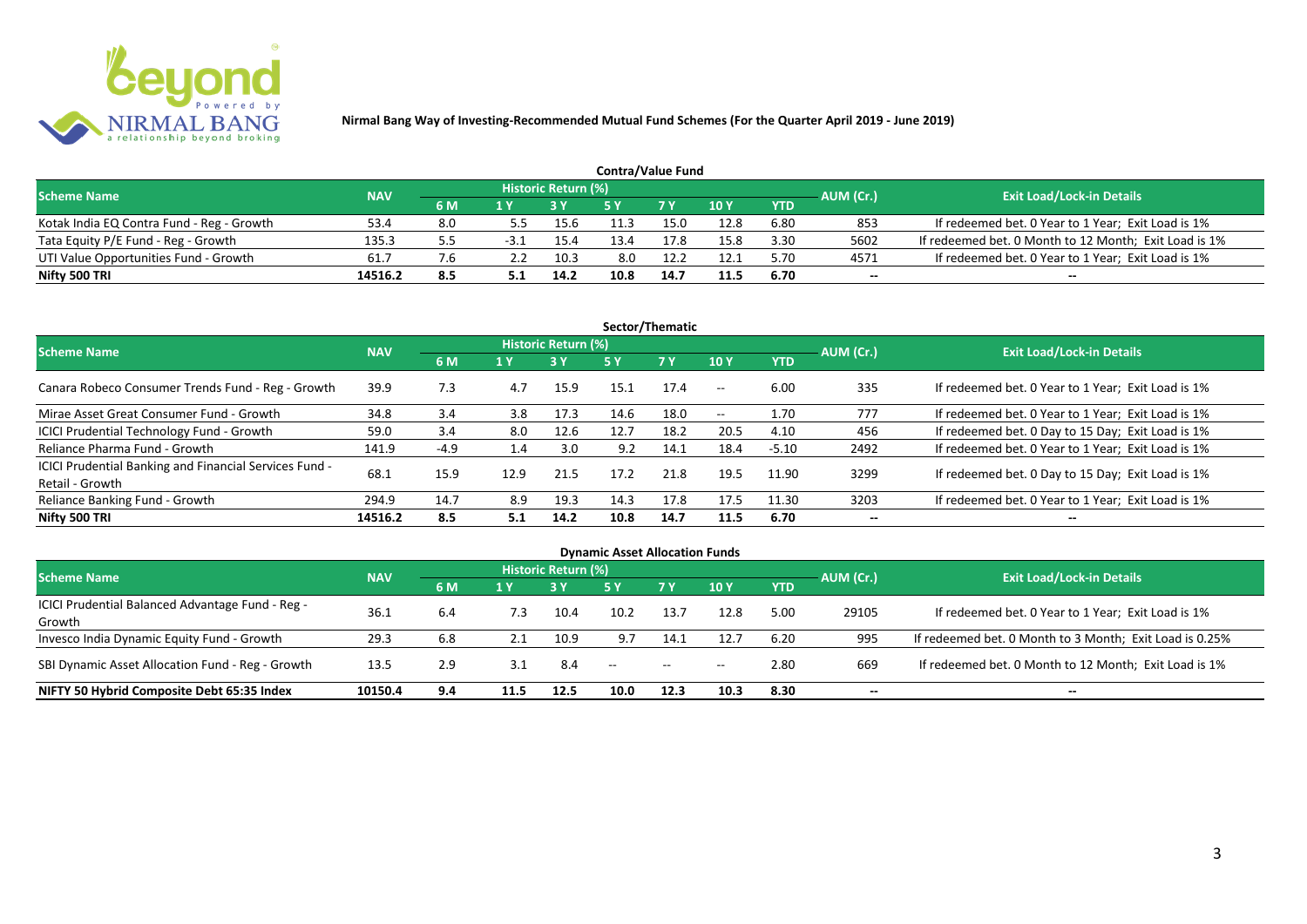**Nirmal Bang Way of Investing-Recommended Mutual Fund Schemes (For the Quarter April 2019 - June 2019)**

## Contra/Value Fund

| Scheme Name | NAV | Historic Return (%) | | | | | | | AUM (Cr.) | Exit Load/Lock-in Details |
|---|---|---|---|---|---|---|---|---|---|---|
| | | 6 M | 1 Y | 3 Y | 5 Y | 7 Y | 10 Y | YTD | | |
| Kotak India EQ Contra Fund - Reg - Growth | 53.4 | 8.0 | 5.5 | 15.6 | 11.3 | 15.0 | 12.8 | 6.80 | 853 | If redeemed bet. 0 Year to 1 Year; Exit Load is 1% |
| Tata Equity P/E Fund - Reg - Growth | 135.3 | 5.5 | -3.1 | 15.4 | 13.4 | 17.8 | 15.8 | 3.30 | 5602 | If redeemed bet. 0 Month to 12 Month; Exit Load is 1% |
| UTI Value Opportunities Fund - Growth | 61.7 | 7.6 | 2.2 | 10.3 | 8.0 | 12.2 | 12.1 | 5.70 | 4571 | If redeemed bet. 0 Year to 1 Year; Exit Load is 1% |
| **Nifty 500 TRI** | **14516.2** | **8.5** | **5.1** | **14.2** | **10.8** | **14.7** | **11.5** | **6.70** | -- | -- |

## Sector/Thematic

| Scheme Name | NAV | Historic Return (%) | | | | | | | AUM (Cr.) | Exit Load/Lock-in Details |
|---|---|---|---|---|---|---|---|---|---|---|
| | | 6 M | 1 Y | 3 Y | 5 Y | 7 Y | 10 Y | YTD | | |
| Canara Robeco Consumer Trends Fund - Reg - Growth | 39.9 | 7.3 | 4.7 | 15.9 | 15.1 | 17.4 | -- | 6.00 | 335 | If redeemed bet. 0 Year to 1 Year; Exit Load is 1% |
| Mirae Asset Great Consumer Fund - Growth | 34.8 | 3.4 | 3.8 | 17.3 | 14.6 | 18.0 | -- | 1.70 | 777 | If redeemed bet. 0 Year to 1 Year; Exit Load is 1% |
| ICICI Prudential Technology Fund - Growth | 59.0 | 3.4 | 8.0 | 12.6 | 12.7 | 18.2 | 20.5 | 4.10 | 456 | If redeemed bet. 0 Day to 15 Day; Exit Load is 1% |
| Reliance Pharma Fund - Growth | 141.9 | -4.9 | 1.4 | 3.0 | 9.2 | 14.1 | 18.4 | -5.10 | 2492 | If redeemed bet. 0 Year to 1 Year; Exit Load is 1% |
| ICICI Prudential Banking and Financial Services Fund - Retail - Growth | 68.1 | 15.9 | 12.9 | 21.5 | 17.2 | 21.8 | 19.5 | 11.90 | 3299 | If redeemed bet. 0 Day to 15 Day; Exit Load is 1% |
| Reliance Banking Fund - Growth | 294.9 | 14.7 | 8.9 | 19.3 | 14.3 | 17.8 | 17.5 | 11.30 | 3203 | If redeemed bet. 0 Year to 1 Year; Exit Load is 1% |
| **Nifty 500 TRI** | **14516.2** | **8.5** | **5.1** | **14.2** | **10.8** | **14.7** | **11.5** | **6.70** | -- | -- |

## Dynamic Asset Allocation Funds

| Scheme Name | NAV | Historic Return (%) | | | | | | | AUM (Cr.) | Exit Load/Lock-in Details |
|---|---|---|---|---|---|---|---|---|---|---|
| | | 6 M | 1 Y | 3 Y | 5 Y | 7 Y | 10 Y | YTD | | |
| ICICI Prudential Balanced Advantage Fund - Reg - Growth | 36.1 | 6.4 | 7.3 | 10.4 | 10.2 | 13.7 | 12.8 | 5.00 | 29105 | If redeemed bet. 0 Year to 1 Year; Exit Load is 1% |
| Invesco India Dynamic Equity Fund - Growth | 29.3 | 6.8 | 2.1 | 10.9 | 9.7 | 14.1 | 12.7 | 6.20 | 995 | If redeemed bet. 0 Month to 3 Month; Exit Load is 0.25% |
| SBI Dynamic Asset Allocation Fund - Reg - Growth | 13.5 | 2.9 | 3.1 | 8.4 | -- | -- | -- | 2.80 | 669 | If redeemed bet. 0 Month to 12 Month; Exit Load is 1% |
| **NIFTY 50 Hybrid Composite Debt 65:35 Index** | **10150.4** | **9.4** | **11.5** | **12.5** | **10.0** | **12.3** | **10.3** | **8.30** | -- | -- |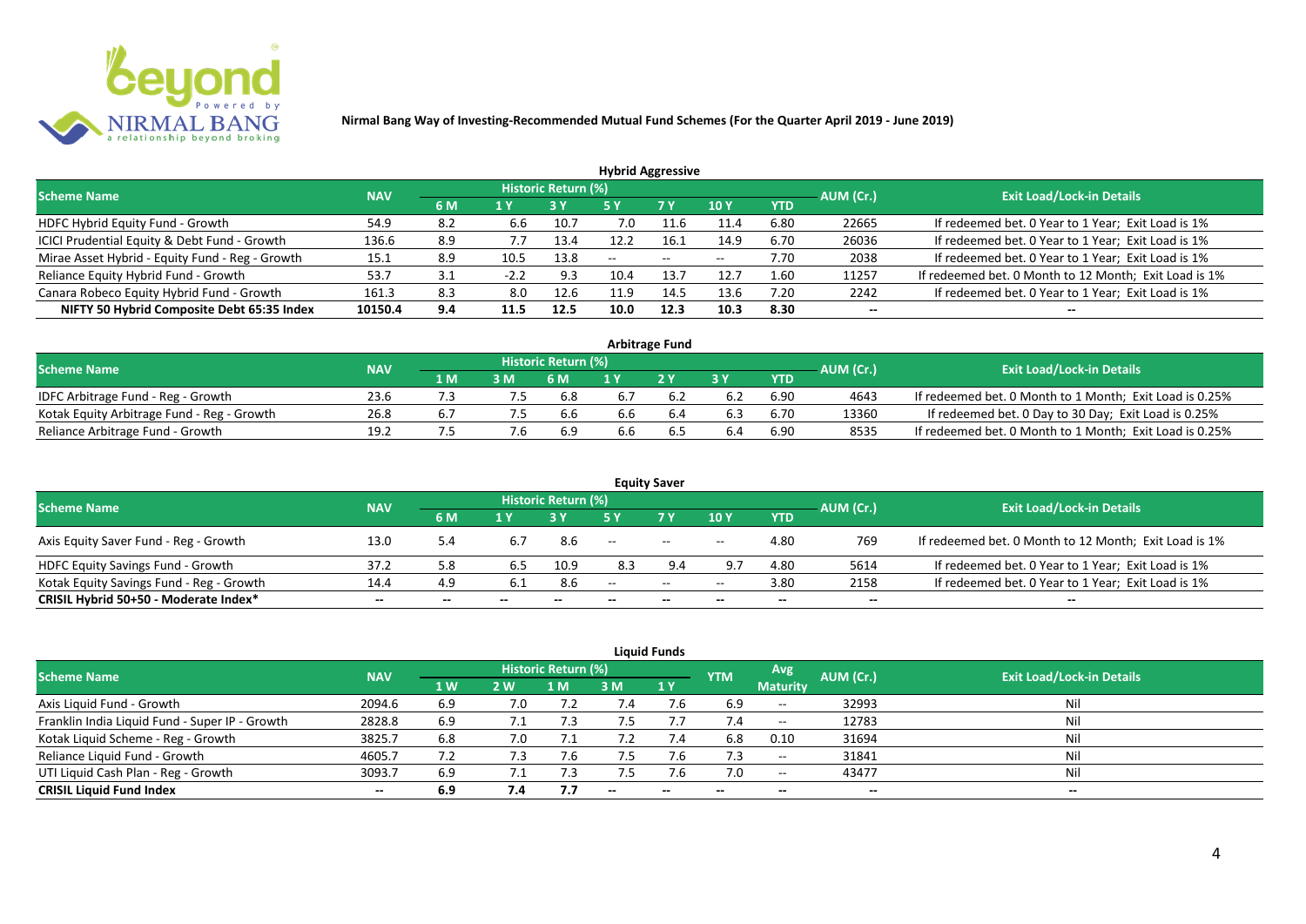**Nirmal Bang Way of Investing-Recommended Mutual Fund Schemes (For the Quarter April 2019 - June 2019)**

### Hybrid Aggressive

| Scheme Name | NAV | Historic Return (%) | | | | | | | AUM (Cr.) | Exit Load/Lock-in Details |
|---|---|---|---|---|---|---|---|---|---|---|
| | | 6 M | 1 Y | 3 Y | 5 Y | 7 Y | 10 Y | YTD | | |
| HDFC Hybrid Equity Fund - Growth | 54.9 | 8.2 | 6.6 | 10.7 | 7.0 | 11.6 | 11.4 | 6.80 | 22665 | If redeemed bet. 0 Year to 1 Year; Exit Load is 1% |
| ICICI Prudential Equity & Debt Fund - Growth | 136.6 | 8.9 | 7.7 | 13.4 | 12.2 | 16.1 | 14.9 | 6.70 | 26036 | If redeemed bet. 0 Year to 1 Year; Exit Load is 1% |
| Mirae Asset Hybrid - Equity Fund - Reg - Growth | 15.1 | 8.9 | 10.5 | 13.8 | -- | -- | -- | 7.70 | 2038 | If redeemed bet. 0 Year to 1 Year; Exit Load is 1% |
| Reliance Equity Hybrid Fund - Growth | 53.7 | 3.1 | -2.2 | 9.3 | 10.4 | 13.7 | 12.7 | 1.60 | 11257 | If redeemed bet. 0 Month to 12 Month; Exit Load is 1% |
| Canara Robeco Equity Hybrid Fund - Growth | 161.3 | 8.3 | 8.0 | 12.6 | 11.9 | 14.5 | 13.6 | 7.20 | 2242 | If redeemed bet. 0 Year to 1 Year; Exit Load is 1% |
| **NIFTY 50 Hybrid Composite Debt 65:35 Index** | **10150.4** | **9.4** | **11.5** | **12.5** | **10.0** | **12.3** | **10.3** | **8.30** | **--** | **--** |

### Arbitrage Fund

| Scheme Name | NAV | Historic Return (%) | | | | | | | AUM (Cr.) | Exit Load/Lock-in Details |
|---|---|---|---|---|---|---|---|---|---|---|
| | | 1 M | 3 M | 6 M | 1 Y | 2 Y | 3 Y | YTD | | |
| IDFC Arbitrage Fund - Reg - Growth | 23.6 | 7.3 | 7.5 | 6.8 | 6.7 | 6.2 | 6.2 | 6.90 | 4643 | If redeemed bet. 0 Month to 1 Month; Exit Load is 0.25% |
| Kotak Equity Arbitrage Fund - Reg - Growth | 26.8 | 6.7 | 7.5 | 6.6 | 6.6 | 6.4 | 6.3 | 6.70 | 13360 | If redeemed bet. 0 Day to 30 Day; Exit Load is 0.25% |
| Reliance Arbitrage Fund - Growth | 19.2 | 7.5 | 7.6 | 6.9 | 6.6 | 6.5 | 6.4 | 6.90 | 8535 | If redeemed bet. 0 Month to 1 Month; Exit Load is 0.25% |

### Equity Saver

| Scheme Name | NAV | Historic Return (%) | | | | | | | AUM (Cr.) | Exit Load/Lock-in Details |
|---|---|---|---|---|---|---|---|---|---|---|
| | | 6 M | 1 Y | 3 Y | 5 Y | 7 Y | 10 Y | YTD | | |
| Axis Equity Saver Fund - Reg - Growth | 13.0 | 5.4 | 6.7 | 8.6 | -- | -- | -- | 4.80 | 769 | If redeemed bet. 0 Month to 12 Month; Exit Load is 1% |
| HDFC Equity Savings Fund - Growth | 37.2 | 5.8 | 6.5 | 10.9 | 8.3 | 9.4 | 9.7 | 4.80 | 5614 | If redeemed bet. 0 Year to 1 Year; Exit Load is 1% |
| Kotak Equity Savings Fund - Reg - Growth | 14.4 | 4.9 | 6.1 | 8.6 | -- | -- | -- | 3.80 | 2158 | If redeemed bet. 0 Year to 1 Year; Exit Load is 1% |
| **CRISIL Hybrid 50+50 - Moderate Index*** | **--** | **--** | **--** | **--** | **--** | **--** | **--** | **--** | **--** | **--** |

### Liquid Funds

| Scheme Name | NAV | Historic Return (%) | | | | | YTM | Avg Maturity | AUM (Cr.) | Exit Load/Lock-in Details |
|---|---|---|---|---|---|---|---|---|---|---|
| | | 1 W | 2 W | 1 M | 3 M | 1 Y | | | | |
| Axis Liquid Fund - Growth | 2094.6 | 6.9 | 7.0 | 7.2 | 7.4 | 7.6 | 6.9 | -- | 32993 | Nil |
| Franklin India Liquid Fund - Super IP - Growth | 2828.8 | 6.9 | 7.1 | 7.3 | 7.5 | 7.7 | 7.4 | -- | 12783 | Nil |
| Kotak Liquid Scheme - Reg - Growth | 3825.7 | 6.8 | 7.0 | 7.1 | 7.2 | 7.4 | 6.8 | 0.10 | 31694 | Nil |
| Reliance Liquid Fund - Growth | 4605.7 | 7.2 | 7.3 | 7.6 | 7.5 | 7.6 | 7.3 | -- | 31841 | Nil |
| UTI Liquid Cash Plan - Reg - Growth | 3093.7 | 6.9 | 7.1 | 7.3 | 7.5 | 7.6 | 7.0 | -- | 43477 | Nil |
| **CRISIL Liquid Fund Index** | **--** | **6.9** | **7.4** | **7.7** | **--** | **--** | **--** | **--** | **--** | **--** |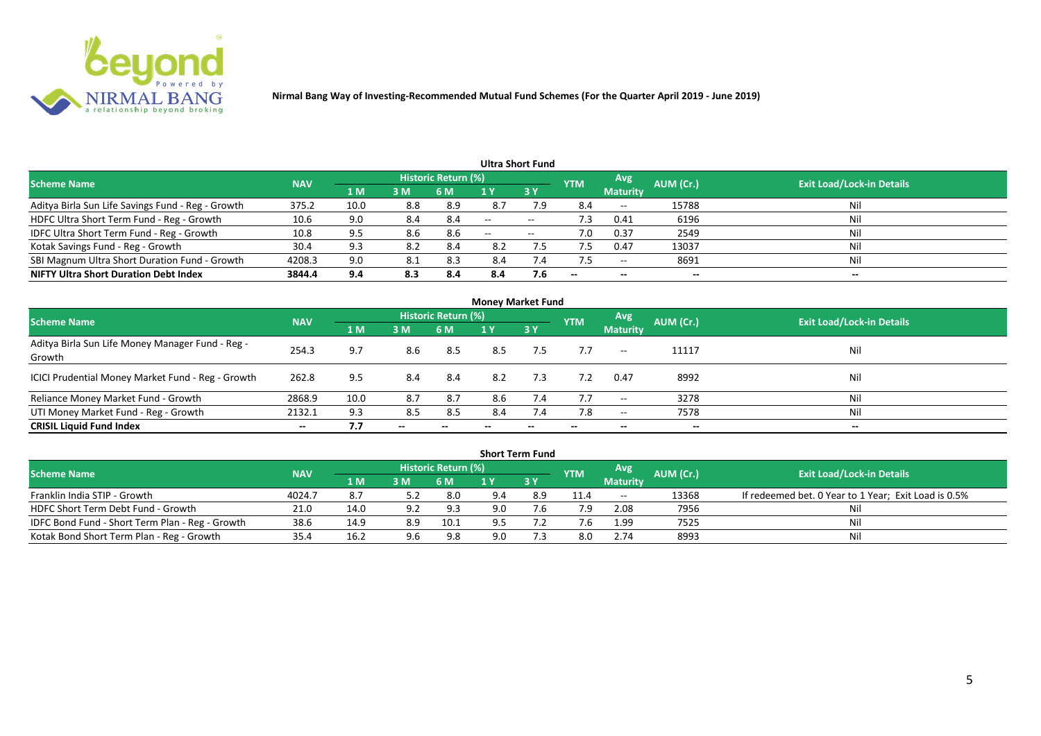# Nirmal Bang Way of Investing-Recommended Mutual Fund Schemes (For the Quarter April 2019 - June 2019)

## Ultra Short Fund

| Scheme Name | NAV | Historic Return (%) | | | | | YTM | Avg Maturity | AUM (Cr.) | Exit Load/Lock-in Details |
|---|---|---|---|---|---|---|---|---|---|---|
| | | 1 M | 3 M | 6 M | 1 Y | 3 Y | | | | |
| Aditya Birla Sun Life Savings Fund - Reg - Growth | 375.2 | 10.0 | 8.8 | 8.9 | 8.7 | 7.9 | 8.4 | -- | 15788 | Nil |
| HDFC Ultra Short Term Fund - Reg - Growth | 10.6 | 9.0 | 8.4 | 8.4 | -- | -- | 7.3 | 0.41 | 6196 | Nil |
| IDFC Ultra Short Term Fund - Reg - Growth | 10.8 | 9.5 | 8.6 | 8.6 | -- | -- | 7.0 | 0.37 | 2549 | Nil |
| Kotak Savings Fund - Reg - Growth | 30.4 | 9.3 | 8.2 | 8.4 | 8.2 | 7.5 | 7.5 | 0.47 | 13037 | Nil |
| SBI Magnum Ultra Short Duration Fund - Growth | 4208.3 | 9.0 | 8.1 | 8.3 | 8.4 | 7.4 | 7.5 | -- | 8691 | Nil |
| **NIFTY Ultra Short Duration Debt Index** | **3844.4** | **9.4** | **8.3** | **8.4** | **8.4** | **7.6** | **--** | **--** | **--** | **--** |

## Money Market Fund

| Scheme Name | NAV | Historic Return (%) | | | | | YTM | Avg Maturity | AUM (Cr.) | Exit Load/Lock-in Details |
|---|---|---|---|---|---|---|---|---|---|---|
| | | 1 M | 3 M | 6 M | 1 Y | 3 Y | | | | |
| Aditya Birla Sun Life Money Manager Fund - Reg - Growth | 254.3 | 9.7 | 8.6 | 8.5 | 8.5 | 7.5 | 7.7 | -- | 11117 | Nil |
| ICICI Prudential Money Market Fund - Reg - Growth | 262.8 | 9.5 | 8.4 | 8.4 | 8.2 | 7.3 | 7.2 | 0.47 | 8992 | Nil |
| Reliance Money Market Fund - Growth | 2868.9 | 10.0 | 8.7 | 8.7 | 8.6 | 7.4 | 7.7 | -- | 3278 | Nil |
| UTI Money Market Fund - Reg - Growth | 2132.1 | 9.3 | 8.5 | 8.5 | 8.4 | 7.4 | 7.8 | -- | 7578 | Nil |
| **CRISIL Liquid Fund Index** | **--** | **7.7** | **--** | **--** | **--** | **--** | **--** | **--** | **--** | **--** |

## Short Term Fund

| Scheme Name | NAV | Historic Return (%) | | | | | YTM | Avg Maturity | AUM (Cr.) | Exit Load/Lock-in Details |
|---|---|---|---|---|---|---|---|---|---|---|
| | | 1 M | 3 M | 6 M | 1 Y | 3 Y | | | | |
| Franklin India STIP - Growth | 4024.7 | 8.7 | 5.2 | 8.0 | 9.4 | 8.9 | 11.4 | -- | 13368 | If redeemed bet. 0 Year to 1 Year; Exit Load is 0.5% |
| HDFC Short Term Debt Fund - Growth | 21.0 | 14.0 | 9.2 | 9.3 | 9.0 | 7.6 | 7.9 | 2.08 | 7956 | Nil |
| IDFC Bond Fund - Short Term Plan - Reg - Growth | 38.6 | 14.9 | 8.9 | 10.1 | 9.5 | 7.2 | 7.6 | 1.99 | 7525 | Nil |
| Kotak Bond Short Term Plan - Reg - Growth | 35.4 | 16.2 | 9.6 | 9.8 | 9.0 | 7.3 | 8.0 | 2.74 | 8993 | Nil |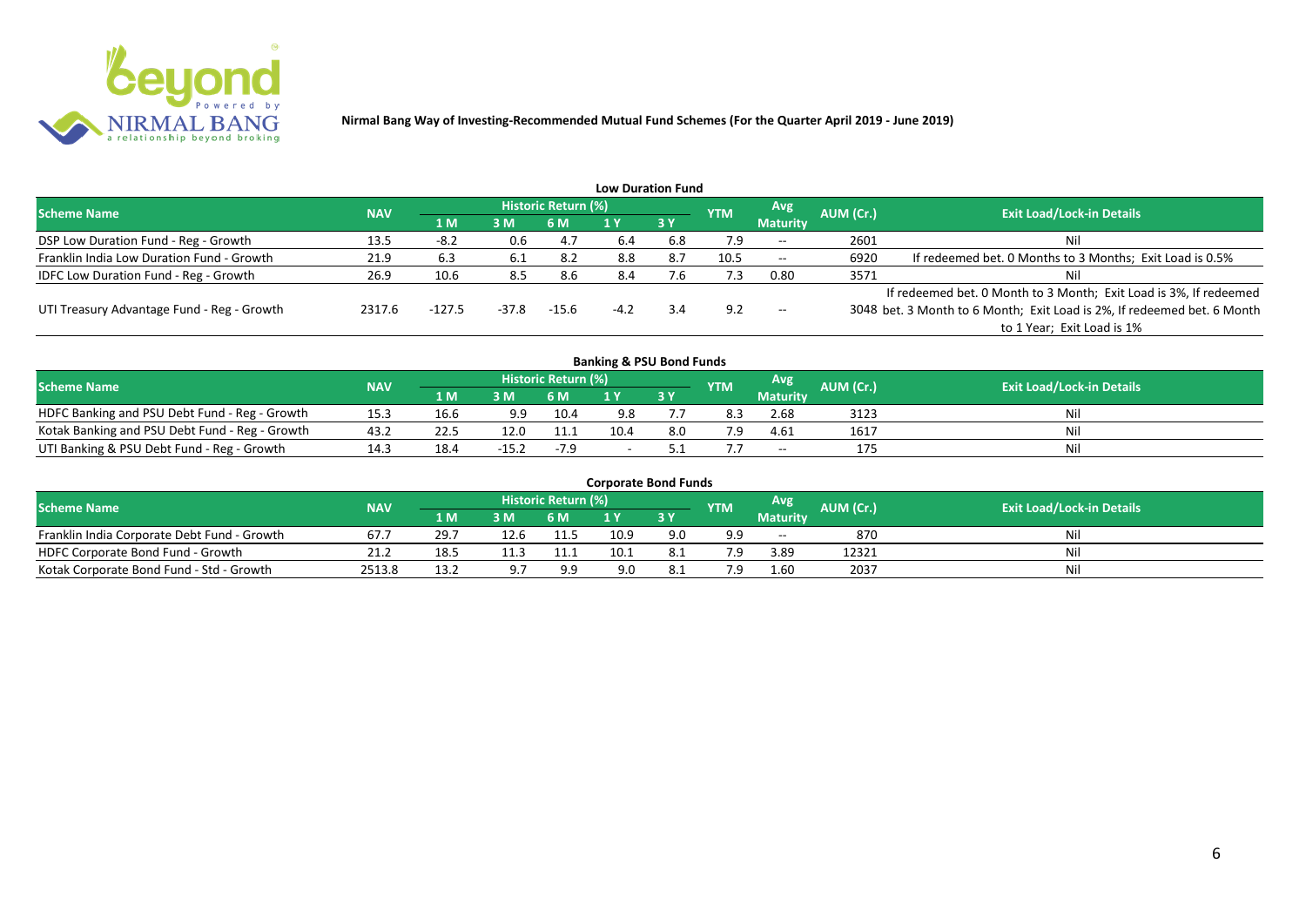**Nirmal Bang Way of Investing-Recommended Mutual Fund Schemes (For the Quarter April 2019 - June 2019)**

## Low Duration Fund

| Scheme Name | NAV | Historic Return (%) | | | | | YTM | Avg Maturity | AUM (Cr.) | Exit Load/Lock-in Details |
|---|---|---|---|---|---|---|---|---|---|---|
| | | 1 M | 3 M | 6 M | 1 Y | 3 Y | | | | |
| DSP Low Duration Fund - Reg - Growth | 13.5 | -8.2 | 0.6 | 4.7 | 6.4 | 6.8 | 7.9 | -- | 2601 | Nil |
| Franklin India Low Duration Fund - Growth | 21.9 | 6.3 | 6.1 | 8.2 | 8.8 | 8.7 | 10.5 | -- | 6920 | If redeemed bet. 0 Months to 3 Months; Exit Load is 0.5% |
| IDFC Low Duration Fund - Reg - Growth | 26.9 | 10.6 | 8.5 | 8.6 | 8.4 | 7.6 | 7.3 | 0.80 | 3571 | Nil |
| UTI Treasury Advantage Fund - Reg - Growth | 2317.6 | -127.5 | -37.8 | -15.6 | -4.2 | 3.4 | 9.2 | -- | 3048 | If redeemed bet. 0 Month to 3 Month; Exit Load is 3%, If redeemed bet. 3 Month to 6 Month; Exit Load is 2%, If redeemed bet. 6 Month to 1 Year; Exit Load is 1% |

## Banking & PSU Bond Funds

| Scheme Name | NAV | Historic Return (%) | | | | | YTM | Avg Maturity | AUM (Cr.) | Exit Load/Lock-in Details |
|---|---|---|---|---|---|---|---|---|---|---|
| | | 1 M | 3 M | 6 M | 1 Y | 3 Y | | | | |
| HDFC Banking and PSU Debt Fund - Reg - Growth | 15.3 | 16.6 | 9.9 | 10.4 | 9.8 | 7.7 | 8.3 | 2.68 | 3123 | Nil |
| Kotak Banking and PSU Debt Fund - Reg - Growth | 43.2 | 22.5 | 12.0 | 11.1 | 10.4 | 8.0 | 7.9 | 4.61 | 1617 | Nil |
| UTI Banking & PSU Debt Fund - Reg - Growth | 14.3 | 18.4 | -15.2 | -7.9 | - | 5.1 | 7.7 | -- | 175 | Nil |

## Corporate Bond Funds

| Scheme Name | NAV | Historic Return (%) | | | | | YTM | Avg Maturity | AUM (Cr.) | Exit Load/Lock-in Details |
|---|---|---|---|---|---|---|---|---|---|---|
| | | 1 M | 3 M | 6 M | 1 Y | 3 Y | | | | |
| Franklin India Corporate Debt Fund - Growth | 67.7 | 29.7 | 12.6 | 11.5 | 10.9 | 9.0 | 9.9 | -- | 870 | Nil |
| HDFC Corporate Bond Fund - Growth | 21.2 | 18.5 | 11.3 | 11.1 | 10.1 | 8.1 | 7.9 | 3.89 | 12321 | Nil |
| Kotak Corporate Bond Fund - Std - Growth | 2513.8 | 13.2 | 9.7 | 9.9 | 9.0 | 8.1 | 7.9 | 1.60 | 2037 | Nil |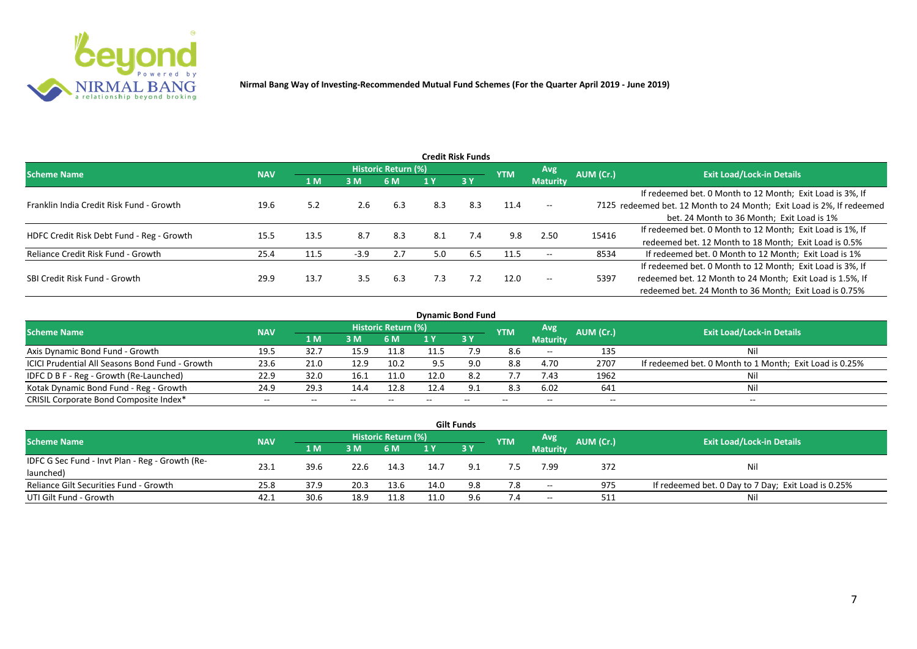**Nirmal Bang Way of Investing-Recommended Mutual Fund Schemes (For the Quarter April 2019 - June 2019)**

### Credit Risk Funds

| Scheme Name | NAV | Historic Return (%) | | | | | YTM | Avg Maturity | AUM (Cr.) | Exit Load/Lock-in Details |
|---|---|---|---|---|---|---|---|---|---|---|
| | | 1 M | 3 M | 6 M | 1 Y | 3 Y | | | | |
| Franklin India Credit Risk Fund - Growth | 19.6 | 5.2 | 2.6 | 6.3 | 8.3 | 8.3 | 11.4 | -- | 7125 | If redeemed bet. 0 Month to 12 Month; Exit Load is 3%, If redeemed bet. 12 Month to 24 Month; Exit Load is 2%, If redeemed bet. 24 Month to 36 Month; Exit Load is 1% |
| HDFC Credit Risk Debt Fund - Reg - Growth | 15.5 | 13.5 | 8.7 | 8.3 | 8.1 | 7.4 | 9.8 | 2.50 | 15416 | If redeemed bet. 0 Month to 12 Month; Exit Load is 1%, If redeemed bet. 12 Month to 18 Month; Exit Load is 0.5% |
| Reliance Credit Risk Fund - Growth | 25.4 | 11.5 | -3.9 | 2.7 | 5.0 | 6.5 | 11.5 | -- | 8534 | If redeemed bet. 0 Month to 12 Month; Exit Load is 1% |
| SBI Credit Risk Fund - Growth | 29.9 | 13.7 | 3.5 | 6.3 | 7.3 | 7.2 | 12.0 | -- | 5397 | If redeemed bet. 0 Month to 12 Month; Exit Load is 3%, If redeemed bet. 12 Month to 24 Month; Exit Load is 1.5%, If redeemed bet. 24 Month to 36 Month; Exit Load is 0.75% |

### Dynamic Bond Fund

| Scheme Name | NAV | Historic Return (%) | | | | | YTM | Avg Maturity | AUM (Cr.) | Exit Load/Lock-in Details |
|---|---|---|---|---|---|---|---|---|---|---|
| | | 1 M | 3 M | 6 M | 1 Y | 3 Y | | | | |
| Axis Dynamic Bond Fund - Growth | 19.5 | 32.7 | 15.9 | 11.8 | 11.5 | 7.9 | 8.6 | -- | 135 | Nil |
| ICICI Prudential All Seasons Bond Fund - Growth | 23.6 | 21.0 | 12.9 | 10.2 | 9.5 | 9.0 | 8.8 | 4.70 | 2707 | If redeemed bet. 0 Month to 1 Month; Exit Load is 0.25% |
| IDFC D B F - Reg - Growth (Re-Launched) | 22.9 | 32.0 | 16.1 | 11.0 | 12.0 | 8.2 | 7.7 | 7.43 | 1962 | Nil |
| Kotak Dynamic Bond Fund - Reg - Growth | 24.9 | 29.3 | 14.4 | 12.8 | 12.4 | 9.1 | 8.3 | 6.02 | 641 | Nil |
| CRISIL Corporate Bond Composite Index* | -- | -- | -- | -- | -- | -- | -- | -- | -- | -- |

### Gilt Funds

| Scheme Name | NAV | Historic Return (%) | | | | | YTM | Avg Maturity | AUM (Cr.) | Exit Load/Lock-in Details |
|---|---|---|---|---|---|---|---|---|---|---|
| | | 1 M | 3 M | 6 M | 1 Y | 3 Y | | | | |
| IDFC G Sec Fund - Invt Plan - Reg - Growth (Re-launched) | 23.1 | 39.6 | 22.6 | 14.3 | 14.7 | 9.1 | 7.5 | 7.99 | 372 | Nil |
| Reliance Gilt Securities Fund - Growth | 25.8 | 37.9 | 20.3 | 13.6 | 14.0 | 9.8 | 7.8 | -- | 975 | If redeemed bet. 0 Day to 7 Day; Exit Load is 0.25% |
| UTI Gilt Fund - Growth | 42.1 | 30.6 | 18.9 | 11.8 | 11.0 | 9.6 | 7.4 | -- | 511 | Nil |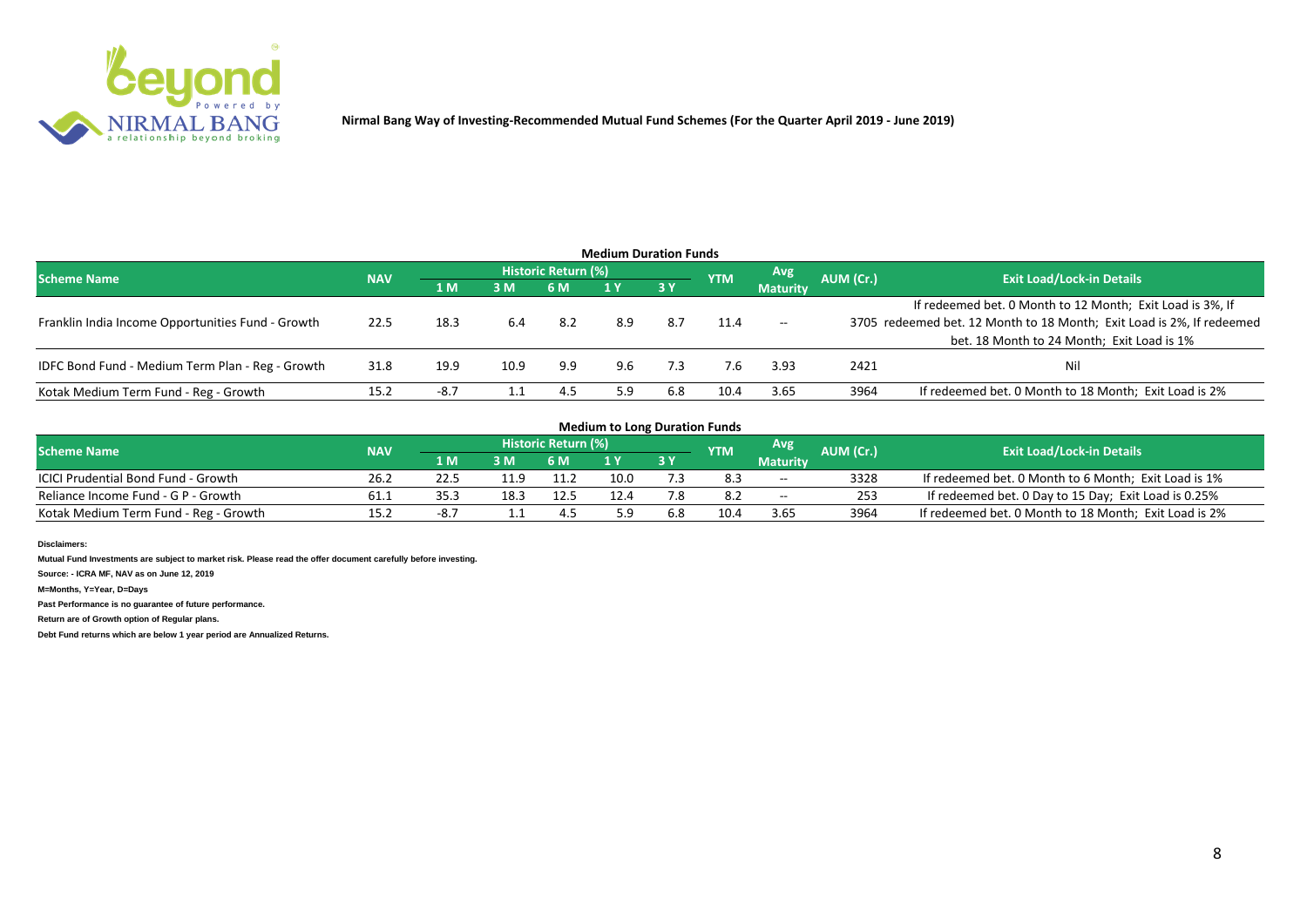Nirmal Bang Way of Investing-Recommended Mutual Fund Schemes (For the Quarter April 2019 - June 2019)

**Medium Duration Funds**

| Scheme Name | NAV | Historic Return (%) | | | | | YTM | Avg Maturity | AUM (Cr.) | Exit Load/Lock-in Details |
|---|---|---|---|---|---|---|---|---|---|---|
| | | 1 M | 3 M | 6 M | 1 Y | 3 Y | | | | |
| Franklin India Income Opportunities Fund - Growth | 22.5 | 18.3 | 6.4 | 8.2 | 8.9 | 8.7 | 11.4 | -- | 3705 | If redeemed bet. 0 Month to 12 Month; Exit Load is 3%, If redeemed bet. 12 Month to 18 Month; Exit Load is 2%, If redeemed bet. 18 Month to 24 Month; Exit Load is 1% |
| IDFC Bond Fund - Medium Term Plan - Reg - Growth | 31.8 | 19.9 | 10.9 | 9.9 | 9.6 | 7.3 | 7.6 | 3.93 | 2421 | Nil |
| Kotak Medium Term Fund - Reg - Growth | 15.2 | -8.7 | 1.1 | 4.5 | 5.9 | 6.8 | 10.4 | 3.65 | 3964 | If redeemed bet. 0 Month to 18 Month; Exit Load is 2% |

**Medium to Long Duration Funds**

| Scheme Name | NAV | Historic Return (%) | | | | | YTM | Avg Maturity | AUM (Cr.) | Exit Load/Lock-in Details |
|---|---|---|---|---|---|---|---|---|---|---|
| | | 1 M | 3 M | 6 M | 1 Y | 3 Y | | | | |
| ICICI Prudential Bond Fund - Growth | 26.2 | 22.5 | 11.9 | 11.2 | 10.0 | 7.3 | 8.3 | -- | 3328 | If redeemed bet. 0 Month to 6 Month; Exit Load is 1% |
| Reliance Income Fund - G P - Growth | 61.1 | 35.3 | 18.3 | 12.5 | 12.4 | 7.8 | 8.2 | -- | 253 | If redeemed bet. 0 Day to 15 Day; Exit Load is 0.25% |
| Kotak Medium Term Fund - Reg - Growth | 15.2 | -8.7 | 1.1 | 4.5 | 5.9 | 6.8 | 10.4 | 3.65 | 3964 | If redeemed bet. 0 Month to 18 Month; Exit Load is 2% |

**Disclaimers:**

**Mutual Fund Investments are subject to market risk. Please read the offer document carefully before investing.**

**Source: - ICRA MF, NAV as on June 12, 2019**

**M=Months, Y=Year, D=Days**

**Past Performance is no guarantee of future performance.**

**Return are of Growth option of Regular plans.**

**Debt Fund returns which are below 1 year period are Annualized Returns.**